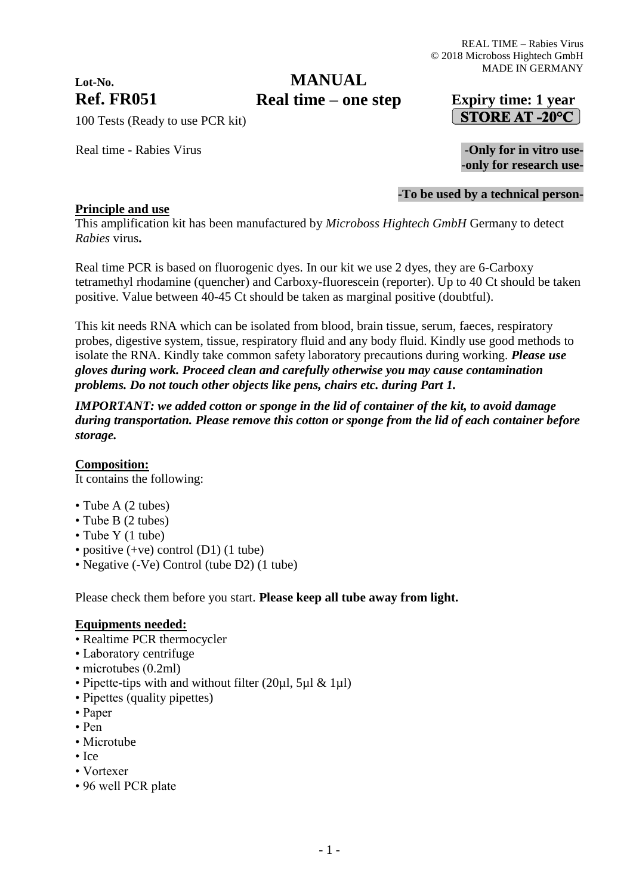REAL TIME – Rabies Virus
© 2018 Microboss Hightech GmbH
MADE IN GERMANY

**Lot-No.**

# MANUAL
## Real time – one step

**Ref. FR051**

**Expiry time: 1 year**

**STORE AT -20°C**

100 Tests (Ready to use PCR kit)

Real time - Rabies Virus

**-Only for in vitro use-**
**-only for research use-**

**-To be used by a technical person-**

**Principle and use**

This amplification kit has been manufactured by *Microboss Hightech GmbH* Germany to detect *Rabies* virus**.**

Real time PCR is based on fluorogenic dyes. In our kit we use 2 dyes, they are 6-Carboxy tetramethyl rhodamine (quencher) and Carboxy-fluorescein (reporter). Up to 40 Ct should be taken positive. Value between 40-45 Ct should be taken as marginal positive (doubtful).

This kit needs RNA which can be isolated from blood, brain tissue, serum, faeces, respiratory probes, digestive system, tissue, respiratory fluid and any body fluid. Kindly use good methods to isolate the RNA. Kindly take common safety laboratory precautions during working. ***Please use gloves during work. Proceed clean and carefully otherwise you may cause contamination problems. Do not touch other objects like pens, chairs etc. during Part 1.***

***IMPORTANT: we added cotton or sponge in the lid of container of the kit, to avoid damage during transportation. Please remove this cotton or sponge from the lid of each container before storage.***

**Composition:**

It contains the following:

- Tube A (2 tubes)
- Tube B (2 tubes)
- Tube Y (1 tube)
- positive (+ve) control (D1) (1 tube)
- Negative (-Ve) Control (tube D2) (1 tube)

Please check them before you start. **Please keep all tube away from light.**

**Equipments needed:**

- Realtime PCR thermocycler
- Laboratory centrifuge
- microtubes (0.2ml)
- Pipette-tips with and without filter (20µl, 5µl & 1µl)
- Pipettes (quality pipettes)
- Paper
- Pen
- Microtube
- Ice
- Vortexer
- 96 well PCR plate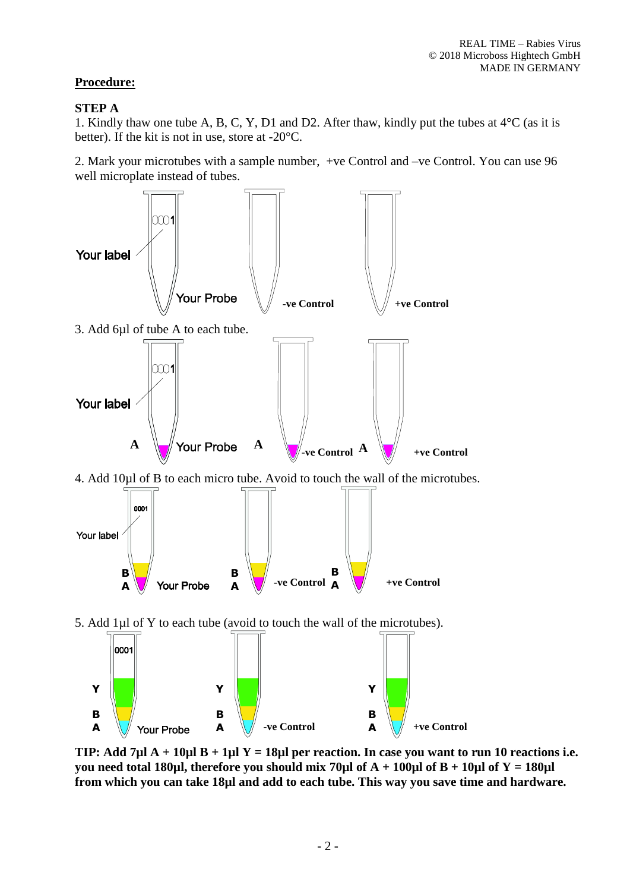## **Procedure:**

### **STEP A**

1. Kindly thaw one tube A, B, C, Y, D1 and D2. After thaw, kindly put the tubes at 4°C (as it is better). If the kit is not in use, store at -20°C.

2. Mark your microtubes with a sample number, +ve Control and –ve Control. You can use 96 well microplate instead of tubes.

Your label 0001 — Your Probe — -ve Control — +ve Control

3. Add 6µl of tube A to each tube.

Your label 0001 — A Your Probe — A -ve Control — A +ve Control

4. Add 10µl of B to each micro tube. Avoid to touch the wall of the microtubes.

Your label 0001 — B A Your Probe — B A -ve Control — B A +ve Control

5. Add 1µl of Y to each tube (avoid to touch the wall of the microtubes).

0001 — Y B A Your Probe — Y B A -ve Control — Y B A +ve Control

**TIP: Add 7µl A + 10µl B + 1µl Y = 18µl per reaction. In case you want to run 10 reactions i.e. you need total 180µl, therefore you should mix 70µl of A + 100µl of B + 10µl of Y = 180µl from which you can take 18µl and add to each tube. This way you save time and hardware.**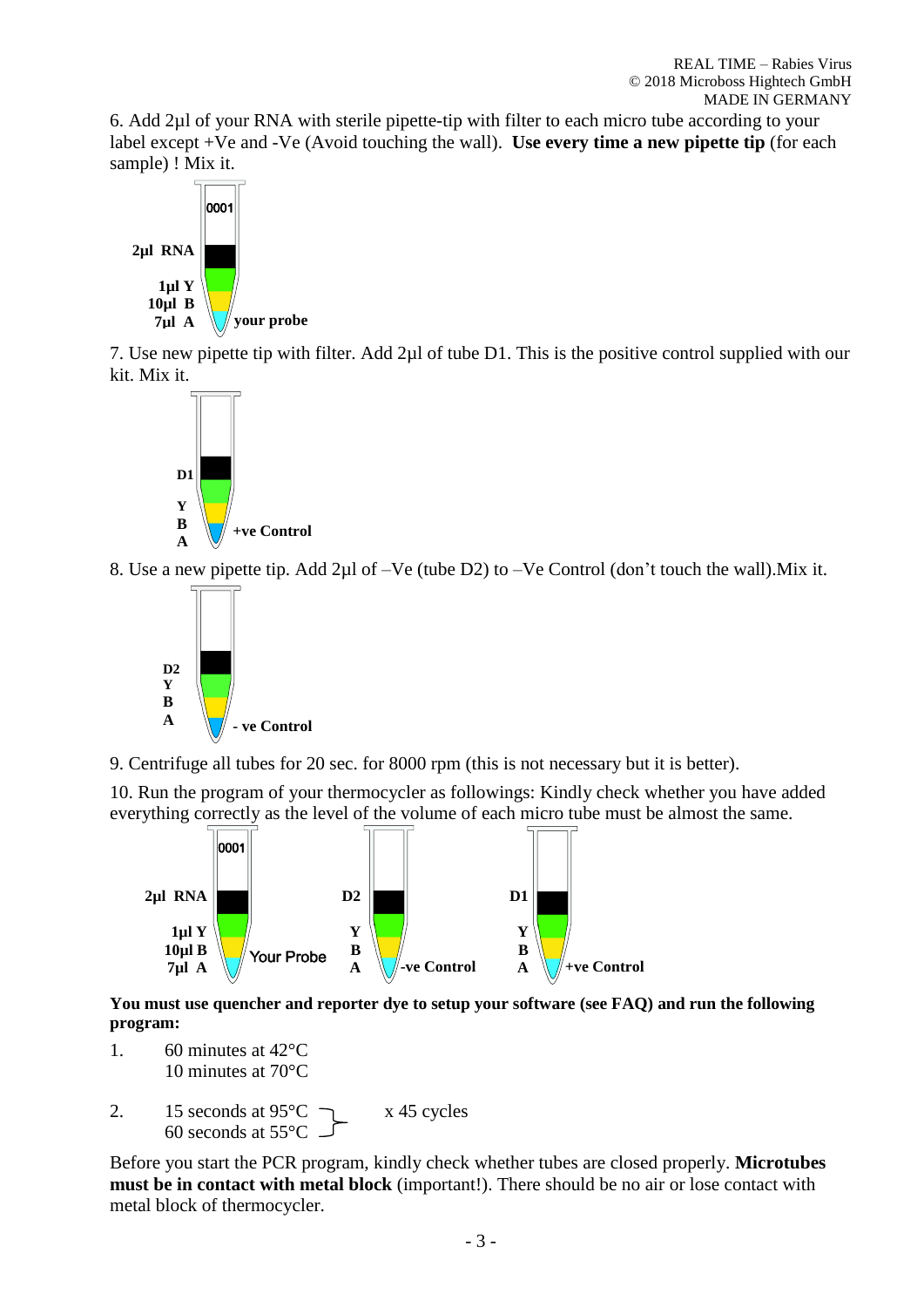6. Add 2µl of your RNA with sterile pipette-tip with filter to each micro tube according to your label except +Ve and -Ve (Avoid touching the wall). **Use every time a new pipette tip** (for each sample) ! Mix it.

0001

2µl RNA
1µl Y
10µl B
7µl A
your probe

7. Use new pipette tip with filter. Add 2µl of tube D1. This is the positive control supplied with our kit. Mix it.

D1
Y
B
A
+ve Control

8. Use a new pipette tip. Add 2µl of –Ve (tube D2) to –Ve Control (don't touch the wall).Mix it.

D2
Y
B
A
- ve Control

9. Centrifuge all tubes for 20 sec. for 8000 rpm (this is not necessary but it is better).

10. Run the program of your thermocycler as followings: Kindly check whether you have added everything correctly as the level of the volume of each micro tube must be almost the same.

0001
2µl RNA
1µl Y
10µl B
7µl A
Your Probe

D2
Y
B
A
-ve Control

D1
Y
B
A
+ve Control

**You must use quencher and reporter dye to setup your software (see FAQ) and run the following program:**

1. 60 minutes at 42°C
   10 minutes at 70°C

2. 15 seconds at 95°C
   60 seconds at 55°C   x 45 cycles

Before you start the PCR program, kindly check whether tubes are closed properly. **Microtubes must be in contact with metal block** (important!). There should be no air or lose contact with metal block of thermocycler.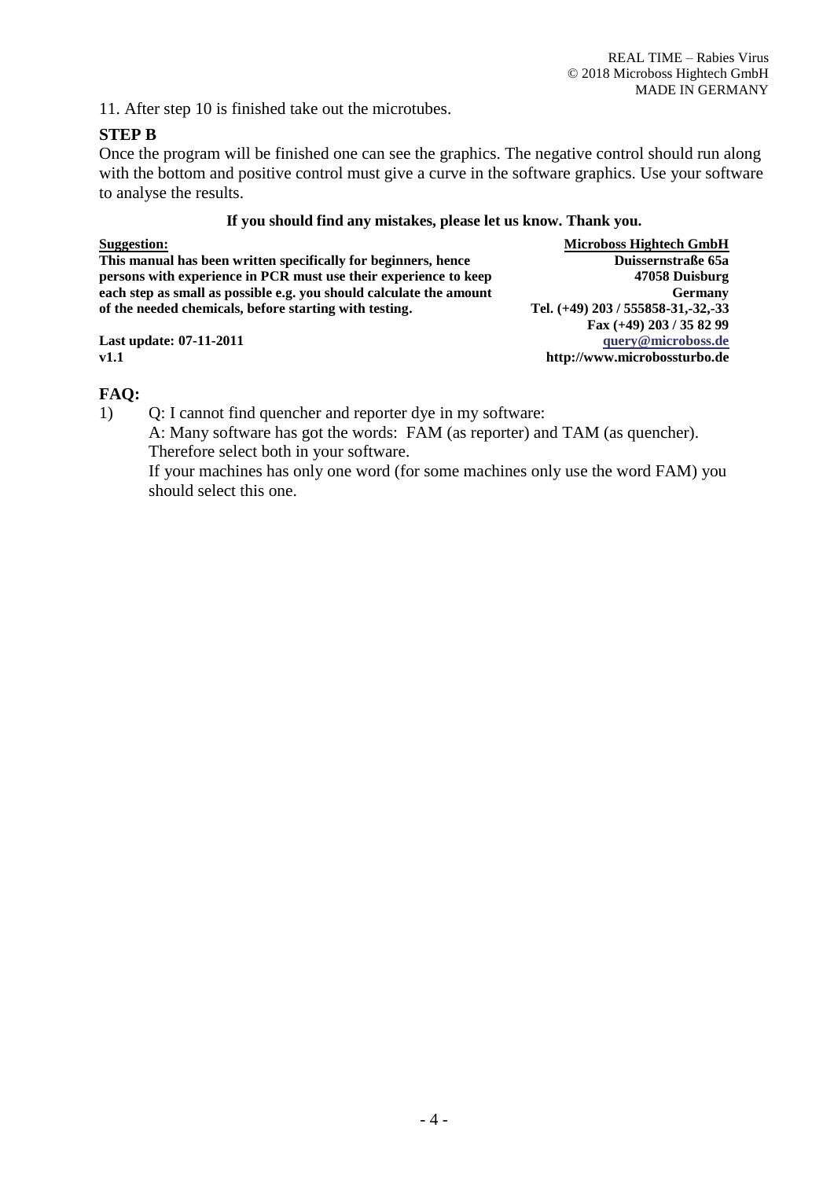11. After step 10 is finished take out the microtubes.

**STEP B**

Once the program will be finished one can see the graphics. The negative control should run along with the bottom and positive control must give a curve in the software graphics. Use your software to analyse the results.

**If you should find any mistakes, please let us know. Thank you.**

**Suggestion:**
**This manual has been written specifically for beginners, hence persons with experience in PCR must use their experience to keep each step as small as possible e.g. you should calculate the amount of the needed chemicals, before starting with testing.**

**Last update: 07-11-2011**
**v1.1**

**Microboss Hightech GmbH**
**Duissernstraße 65a**
**47058 Duisburg**
**Germany**
**Tel. (+49) 203 / 555858-31,-32,-33**
**Fax (+49) 203 / 35 82 99**
**query@microboss.de**
**http://www.microbossturbo.de**

## FAQ:

1) Q: I cannot find quencher and reporter dye in my software:
   A: Many software has got the words: FAM (as reporter) and TAM (as quencher). Therefore select both in your software.
   If your machines has only one word (for some machines only use the word FAM) you should select this one.